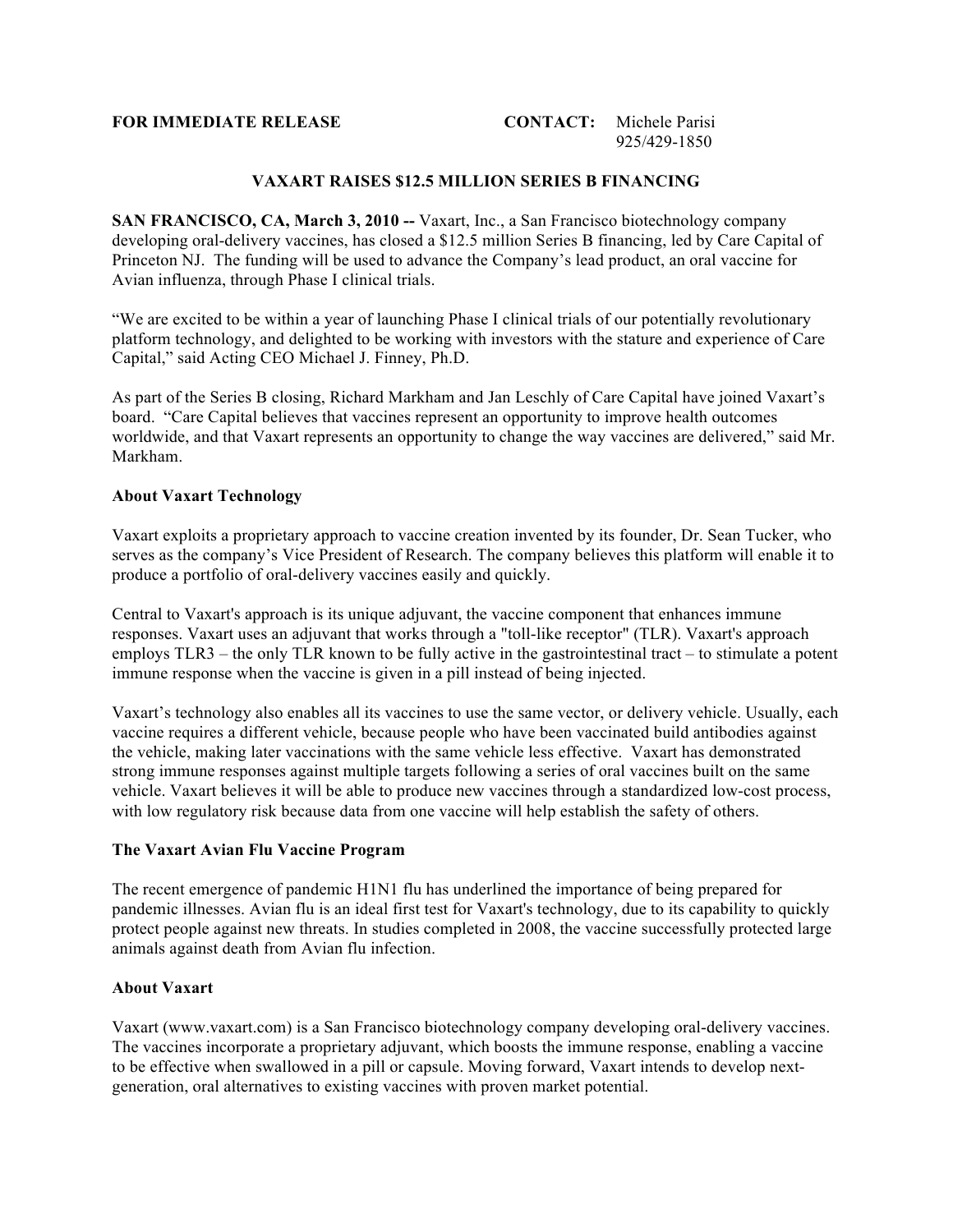**FOR IMMEDIATE RELEASE** **CONTACT:** Michele Parisi
925/429-1850

# VAXART RAISES $12.5 MILLION SERIES B FINANCING

**SAN FRANCISCO, CA, March 3, 2010 --** Vaxart, Inc., a San Francisco biotechnology company developing oral-delivery vaccines, has closed a $12.5 million Series B financing, led by Care Capital of Princeton NJ. The funding will be used to advance the Company's lead product, an oral vaccine for Avian influenza, through Phase I clinical trials.

"We are excited to be within a year of launching Phase I clinical trials of our potentially revolutionary platform technology, and delighted to be working with investors with the stature and experience of Care Capital," said Acting CEO Michael J. Finney, Ph.D.

As part of the Series B closing, Richard Markham and Jan Leschly of Care Capital have joined Vaxart's board. "Care Capital believes that vaccines represent an opportunity to improve health outcomes worldwide, and that Vaxart represents an opportunity to change the way vaccines are delivered," said Mr. Markham.

## About Vaxart Technology

Vaxart exploits a proprietary approach to vaccine creation invented by its founder, Dr. Sean Tucker, who serves as the company's Vice President of Research. The company believes this platform will enable it to produce a portfolio of oral-delivery vaccines easily and quickly.

Central to Vaxart's approach is its unique adjuvant, the vaccine component that enhances immune responses. Vaxart uses an adjuvant that works through a "toll-like receptor" (TLR). Vaxart's approach employs TLR3 – the only TLR known to be fully active in the gastrointestinal tract – to stimulate a potent immune response when the vaccine is given in a pill instead of being injected.

Vaxart's technology also enables all its vaccines to use the same vector, or delivery vehicle. Usually, each vaccine requires a different vehicle, because people who have been vaccinated build antibodies against the vehicle, making later vaccinations with the same vehicle less effective. Vaxart has demonstrated strong immune responses against multiple targets following a series of oral vaccines built on the same vehicle. Vaxart believes it will be able to produce new vaccines through a standardized low-cost process, with low regulatory risk because data from one vaccine will help establish the safety of others.

## The Vaxart Avian Flu Vaccine Program

The recent emergence of pandemic H1N1 flu has underlined the importance of being prepared for pandemic illnesses. Avian flu is an ideal first test for Vaxart's technology, due to its capability to quickly protect people against new threats. In studies completed in 2008, the vaccine successfully protected large animals against death from Avian flu infection.

## About Vaxart

Vaxart (www.vaxart.com) is a San Francisco biotechnology company developing oral-delivery vaccines. The vaccines incorporate a proprietary adjuvant, which boosts the immune response, enabling a vaccine to be effective when swallowed in a pill or capsule. Moving forward, Vaxart intends to develop next-generation, oral alternatives to existing vaccines with proven market potential.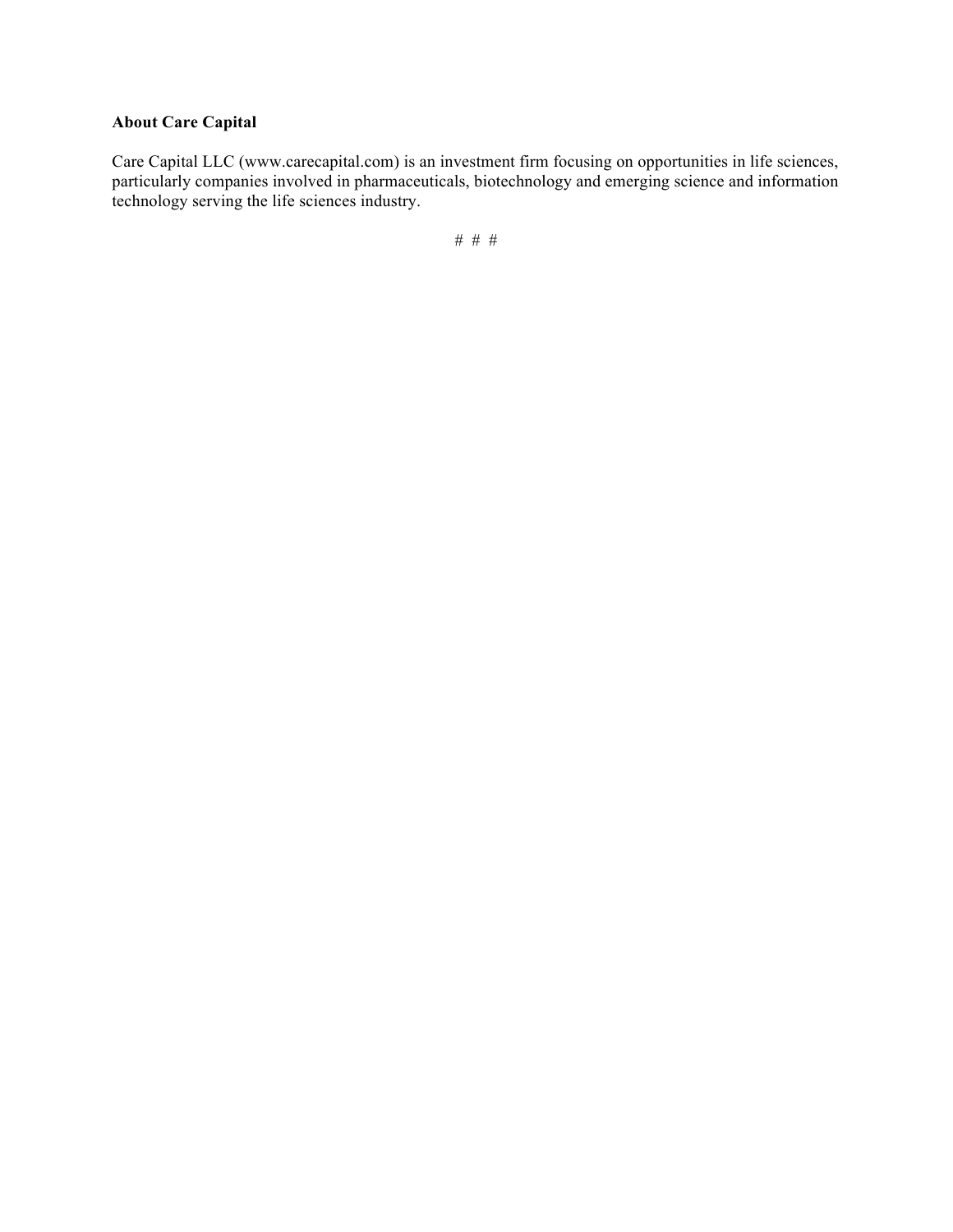**About Care Capital**

Care Capital LLC (www.carecapital.com) is an investment firm focusing on opportunities in life sciences, particularly companies involved in pharmaceuticals, biotechnology and emerging science and information technology serving the life sciences industry.

# # #